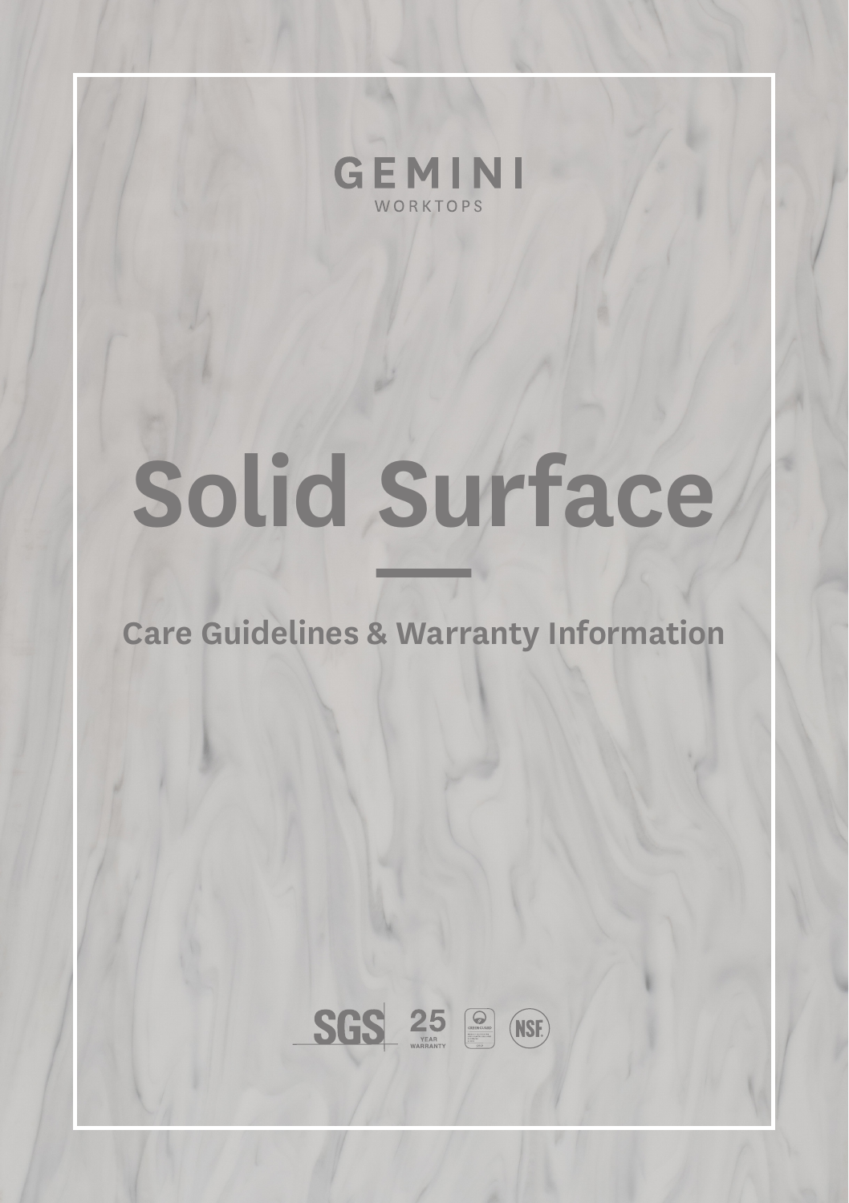GEMINI

WORKTOPS

# Solid Surface

## Care Guidelines & Warranty Information

SGS 25 YEAR WARRANTY GREENGUARD NSF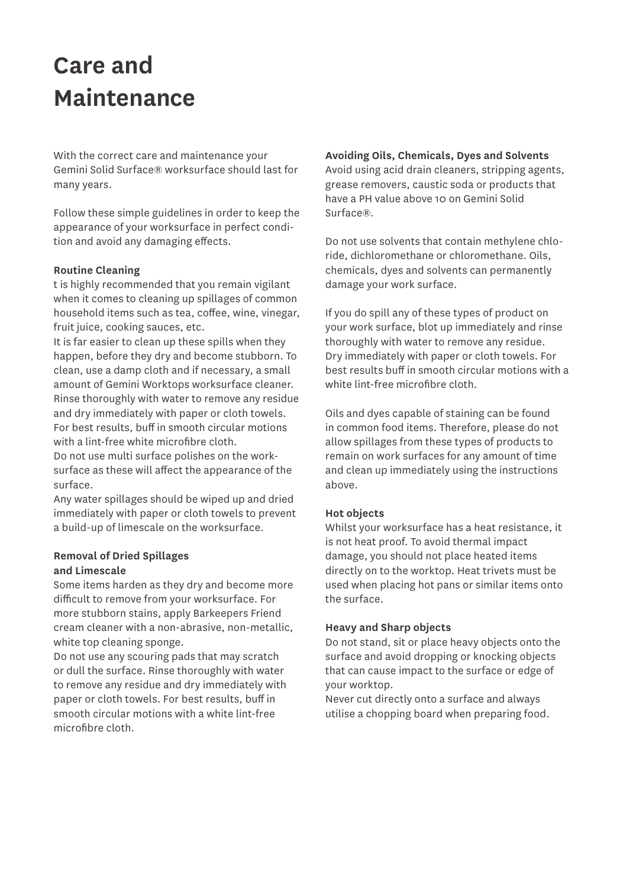# Care and Maintenance

With the correct care and maintenance your Gemini Solid Surface® worksurface should last for many years.

Follow these simple guidelines in order to keep the appearance of your worksurface in perfect condition and avoid any damaging effects.

**Routine Cleaning**

t is highly recommended that you remain vigilant when it comes to cleaning up spillages of common household items such as tea, coffee, wine, vinegar, fruit juice, cooking sauces, etc.

It is far easier to clean up these spills when they happen, before they dry and become stubborn. To clean, use a damp cloth and if necessary, a small amount of Gemini Worktops worksurface cleaner. Rinse thoroughly with water to remove any residue and dry immediately with paper or cloth towels. For best results, buff in smooth circular motions with a lint-free white microfibre cloth.

Do not use multi surface polishes on the worksurface as these will affect the appearance of the surface.

Any water spillages should be wiped up and dried immediately with paper or cloth towels to prevent a build-up of limescale on the worksurface.

**Removal of Dried Spillages and Limescale**

Some items harden as they dry and become more difficult to remove from your worksurface. For more stubborn stains, apply Barkeepers Friend cream cleaner with a non-abrasive, non-metallic, white top cleaning sponge.

Do not use any scouring pads that may scratch or dull the surface. Rinse thoroughly with water to remove any residue and dry immediately with paper or cloth towels. For best results, buff in smooth circular motions with a white lint-free microfibre cloth.

**Avoiding Oils, Chemicals, Dyes and Solvents**

Avoid using acid drain cleaners, stripping agents, grease removers, caustic soda or products that have a PH value above 10 on Gemini Solid Surface®.

Do not use solvents that contain methylene chloride, dichloromethane or chloromethane. Oils, chemicals, dyes and solvents can permanently damage your work surface.

If you do spill any of these types of product on your work surface, blot up immediately and rinse thoroughly with water to remove any residue. Dry immediately with paper or cloth towels. For best results buff in smooth circular motions with a white lint-free microfibre cloth.

Oils and dyes capable of staining can be found in common food items. Therefore, please do not allow spillages from these types of products to remain on work surfaces for any amount of time and clean up immediately using the instructions above.

**Hot objects**

Whilst your worksurface has a heat resistance, it is not heat proof. To avoid thermal impact damage, you should not place heated items directly on to the worktop. Heat trivets must be used when placing hot pans or similar items onto the surface.

**Heavy and Sharp objects**

Do not stand, sit or place heavy objects onto the surface and avoid dropping or knocking objects that can cause impact to the surface or edge of your worktop.

Never cut directly onto a surface and always utilise a chopping board when preparing food.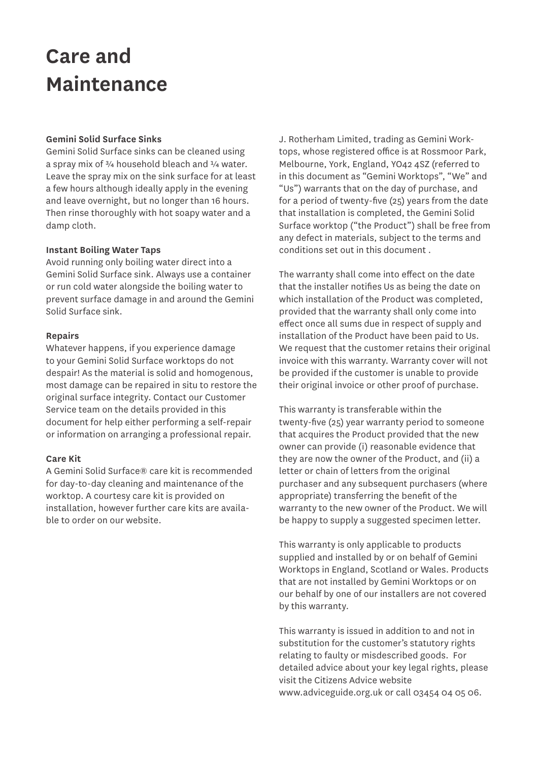# Care and Maintenance

**Gemini Solid Surface Sinks**

Gemini Solid Surface sinks can be cleaned using a spray mix of ¾ household bleach and ¼ water. Leave the spray mix on the sink surface for at least a few hours although ideally apply in the evening and leave overnight, but no longer than 16 hours. Then rinse thoroughly with hot soapy water and a damp cloth.

**Instant Boiling Water Taps**

Avoid running only boiling water direct into a Gemini Solid Surface sink. Always use a container or run cold water alongside the boiling water to prevent surface damage in and around the Gemini Solid Surface sink.

**Repairs**

Whatever happens, if you experience damage to your Gemini Solid Surface worktops do not despair! As the material is solid and homogenous, most damage can be repaired in situ to restore the original surface integrity. Contact our Customer Service team on the details provided in this document for help either performing a self-repair or information on arranging a professional repair.

**Care Kit**

A Gemini Solid Surface® care kit is recommended for day-to-day cleaning and maintenance of the worktop. A courtesy care kit is provided on installation, however further care kits are available to order on our website.

J. Rotherham Limited, trading as Gemini Worktops, whose registered office is at Rossmoor Park, Melbourne, York, England, YO42 4SZ (referred to in this document as "Gemini Worktops", "We" and "Us") warrants that on the day of purchase, and for a period of twenty-five (25) years from the date that installation is completed, the Gemini Solid Surface worktop ("the Product") shall be free from any defect in materials, subject to the terms and conditions set out in this document .

The warranty shall come into effect on the date that the installer notifies Us as being the date on which installation of the Product was completed, provided that the warranty shall only come into effect once all sums due in respect of supply and installation of the Product have been paid to Us. We request that the customer retains their original invoice with this warranty. Warranty cover will not be provided if the customer is unable to provide their original invoice or other proof of purchase.

This warranty is transferable within the twenty-five (25) year warranty period to someone that acquires the Product provided that the new owner can provide (i) reasonable evidence that they are now the owner of the Product, and (ii) a letter or chain of letters from the original purchaser and any subsequent purchasers (where appropriate) transferring the benefit of the warranty to the new owner of the Product. We will be happy to supply a suggested specimen letter.

This warranty is only applicable to products supplied and installed by or on behalf of Gemini Worktops in England, Scotland or Wales. Products that are not installed by Gemini Worktops or on our behalf by one of our installers are not covered by this warranty.

This warranty is issued in addition to and not in substitution for the customer's statutory rights relating to faulty or misdescribed goods. For detailed advice about your key legal rights, please visit the Citizens Advice website www.adviceguide.org.uk or call 03454 04 05 06.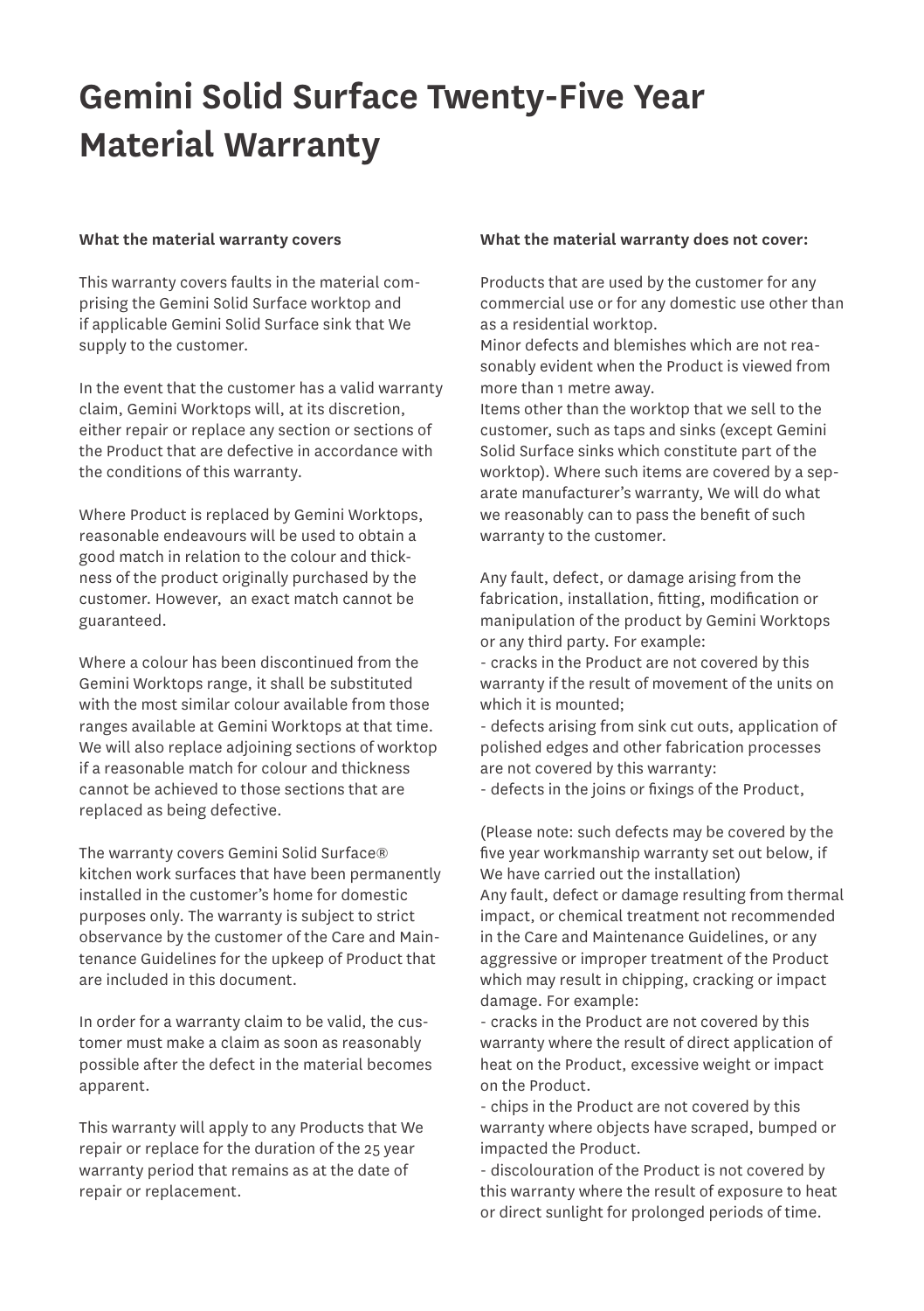# Gemini Solid Surface Twenty-Five Year Material Warranty

**What the material warranty covers**

This warranty covers faults in the material comprising the Gemini Solid Surface worktop and if applicable Gemini Solid Surface sink that We supply to the customer.

In the event that the customer has a valid warranty claim, Gemini Worktops will, at its discretion, either repair or replace any section or sections of the Product that are defective in accordance with the conditions of this warranty.

Where Product is replaced by Gemini Worktops, reasonable endeavours will be used to obtain a good match in relation to the colour and thickness of the product originally purchased by the customer. However, an exact match cannot be guaranteed.

Where a colour has been discontinued from the Gemini Worktops range, it shall be substituted with the most similar colour available from those ranges available at Gemini Worktops at that time. We will also replace adjoining sections of worktop if a reasonable match for colour and thickness cannot be achieved to those sections that are replaced as being defective.

The warranty covers Gemini Solid Surface® kitchen work surfaces that have been permanently installed in the customer's home for domestic purposes only. The warranty is subject to strict observance by the customer of the Care and Maintenance Guidelines for the upkeep of Product that are included in this document.

In order for a warranty claim to be valid, the customer must make a claim as soon as reasonably possible after the defect in the material becomes apparent.

This warranty will apply to any Products that We repair or replace for the duration of the 25 year warranty period that remains as at the date of repair or replacement.

**What the material warranty does not cover:**

Products that are used by the customer for any commercial use or for any domestic use other than as a residential worktop.
Minor defects and blemishes which are not reasonably evident when the Product is viewed from more than 1 metre away.
Items other than the worktop that we sell to the customer, such as taps and sinks (except Gemini Solid Surface sinks which constitute part of the worktop). Where such items are covered by a separate manufacturer's warranty, We will do what we reasonably can to pass the benefit of such warranty to the customer.

Any fault, defect, or damage arising from the fabrication, installation, fitting, modification or manipulation of the product by Gemini Worktops or any third party. For example:
- cracks in the Product are not covered by this warranty if the result of movement of the units on which it is mounted;
- defects arising from sink cut outs, application of polished edges and other fabrication processes are not covered by this warranty:
- defects in the joins or fixings of the Product,

(Please note: such defects may be covered by the five year workmanship warranty set out below, if We have carried out the installation)
Any fault, defect or damage resulting from thermal impact, or chemical treatment not recommended in the Care and Maintenance Guidelines, or any aggressive or improper treatment of the Product which may result in chipping, cracking or impact damage. For example:
- cracks in the Product are not covered by this warranty where the result of direct application of heat on the Product, excessive weight or impact on the Product.
- chips in the Product are not covered by this warranty where objects have scraped, bumped or impacted the Product.
- discolouration of the Product is not covered by this warranty where the result of exposure to heat or direct sunlight for prolonged periods of time.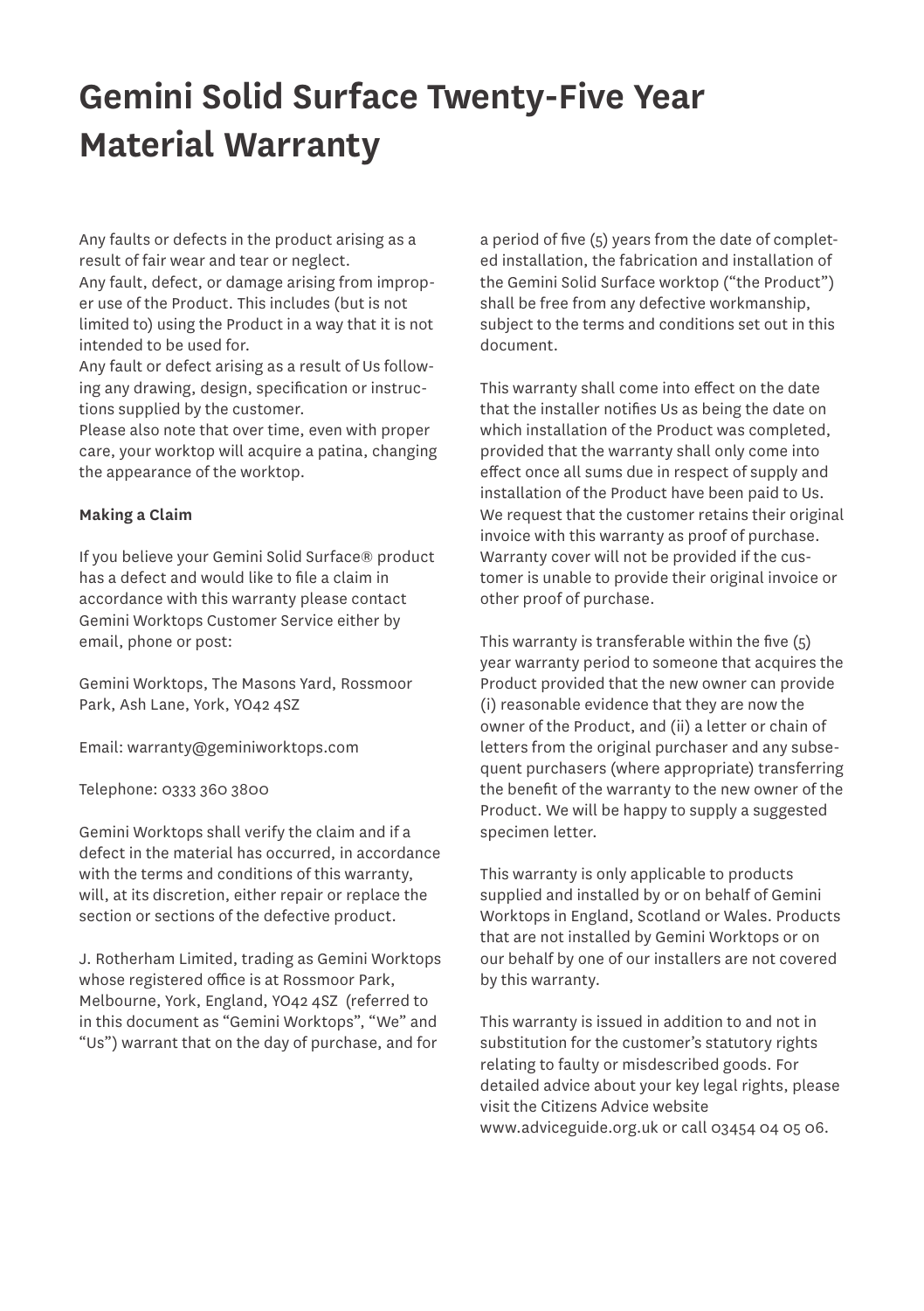# Gemini Solid Surface Twenty-Five Year Material Warranty

Any faults or defects in the product arising as a result of fair wear and tear or neglect.
Any fault, defect, or damage arising from improper use of the Product. This includes (but is not limited to) using the Product in a way that it is not intended to be used for.
Any fault or defect arising as a result of Us following any drawing, design, specification or instructions supplied by the customer.
Please also note that over time, even with proper care, your worktop will acquire a patina, changing the appearance of the worktop.

**Making a Claim**

If you believe your Gemini Solid Surface® product has a defect and would like to file a claim in accordance with this warranty please contact Gemini Worktops Customer Service either by email, phone or post:

Gemini Worktops, The Masons Yard, Rossmoor Park, Ash Lane, York, YO42 4SZ

Email: warranty@geminiworktops.com

Telephone: 0333 360 3800

Gemini Worktops shall verify the claim and if a defect in the material has occurred, in accordance with the terms and conditions of this warranty, will, at its discretion, either repair or replace the section or sections of the defective product.

J. Rotherham Limited, trading as Gemini Worktops whose registered office is at Rossmoor Park, Melbourne, York, England, YO42 4SZ (referred to in this document as "Gemini Worktops", "We" and "Us") warrant that on the day of purchase, and for a period of five (5) years from the date of completed installation, the fabrication and installation of the Gemini Solid Surface worktop ("the Product") shall be free from any defective workmanship, subject to the terms and conditions set out in this document.

This warranty shall come into effect on the date that the installer notifies Us as being the date on which installation of the Product was completed, provided that the warranty shall only come into effect once all sums due in respect of supply and installation of the Product have been paid to Us. We request that the customer retains their original invoice with this warranty as proof of purchase. Warranty cover will not be provided if the customer is unable to provide their original invoice or other proof of purchase.

This warranty is transferable within the five (5) year warranty period to someone that acquires the Product provided that the new owner can provide (i) reasonable evidence that they are now the owner of the Product, and (ii) a letter or chain of letters from the original purchaser and any subsequent purchasers (where appropriate) transferring the benefit of the warranty to the new owner of the Product. We will be happy to supply a suggested specimen letter.

This warranty is only applicable to products supplied and installed by or on behalf of Gemini Worktops in England, Scotland or Wales. Products that are not installed by Gemini Worktops or on our behalf by one of our installers are not covered by this warranty.

This warranty is issued in addition to and not in substitution for the customer's statutory rights relating to faulty or misdescribed goods. For detailed advice about your key legal rights, please visit the Citizens Advice website www.adviceguide.org.uk or call 03454 04 05 06.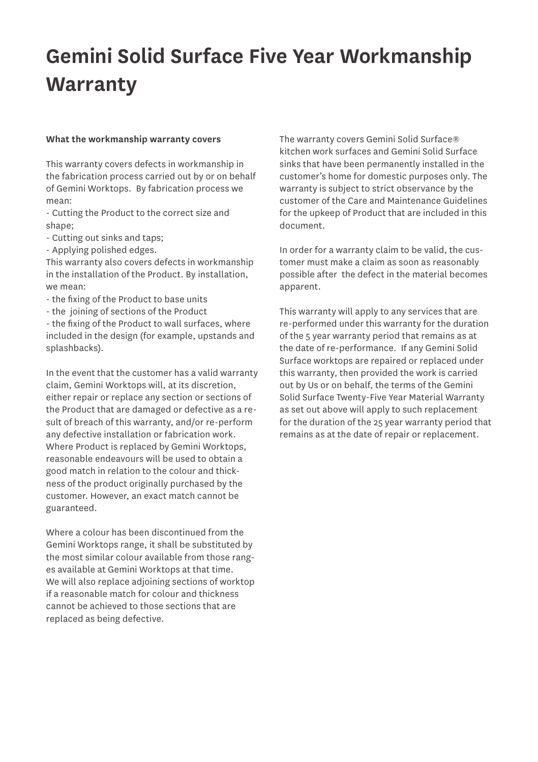# Gemini Solid Surface Five Year Workmanship Warranty

**What the workmanship warranty covers**

This warranty covers defects in workmanship in the fabrication process carried out by or on behalf of Gemini Worktops. By fabrication process we mean:

- Cutting the Product to the correct size and shape;
- Cutting out sinks and taps;
- Applying polished edges.

This warranty also covers defects in workmanship in the installation of the Product. By installation, we mean:

- the fixing of the Product to base units
- the joining of sections of the Product
- the fixing of the Product to wall surfaces, where included in the design (for example, upstands and splashbacks).

In the event that the customer has a valid warranty claim, Gemini Worktops will, at its discretion, either repair or replace any section or sections of the Product that are damaged or defective as a result of breach of this warranty, and/or re-perform any defective installation or fabrication work. Where Product is replaced by Gemini Worktops, reasonable endeavours will be used to obtain a good match in relation to the colour and thickness of the product originally purchased by the customer. However, an exact match cannot be guaranteed.

Where a colour has been discontinued from the Gemini Worktops range, it shall be substituted by the most similar colour available from those ranges available at Gemini Worktops at that time. We will also replace adjoining sections of worktop if a reasonable match for colour and thickness cannot be achieved to those sections that are replaced as being defective.

The warranty covers Gemini Solid Surface® kitchen work surfaces and Gemini Solid Surface sinks that have been permanently installed in the customer's home for domestic purposes only. The warranty is subject to strict observance by the customer of the Care and Maintenance Guidelines for the upkeep of Product that are included in this document.

In order for a warranty claim to be valid, the customer must make a claim as soon as reasonably possible after the defect in the material becomes apparent.

This warranty will apply to any services that are re-performed under this warranty for the duration of the 5 year warranty period that remains as at the date of re-performance. If any Gemini Solid Surface worktops are repaired or replaced under this warranty, then provided the work is carried out by Us or on behalf, the terms of the Gemini Solid Surface Twenty-Five Year Material Warranty as set out above will apply to such replacement for the duration of the 25 year warranty period that remains as at the date of repair or replacement.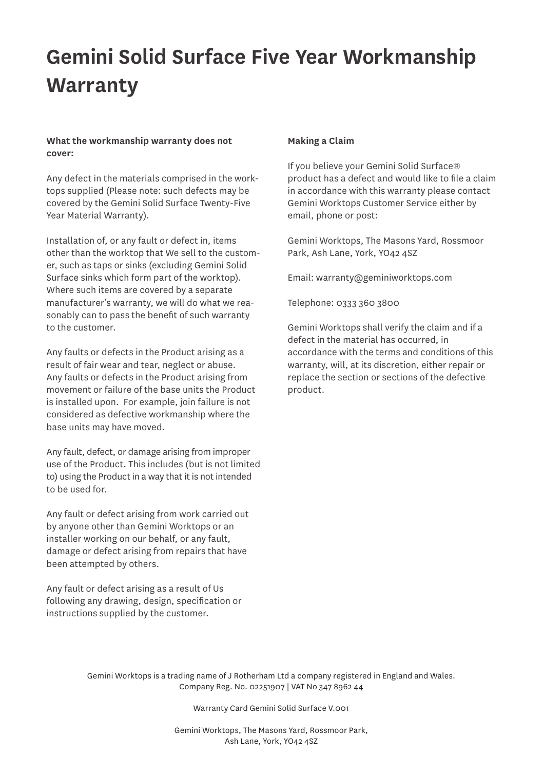# Gemini Solid Surface Five Year Workmanship Warranty

**What the workmanship warranty does not cover:**

Any defect in the materials comprised in the worktops supplied (Please note: such defects may be covered by the Gemini Solid Surface Twenty-Five Year Material Warranty).

Installation of, or any fault or defect in, items other than the worktop that We sell to the customer, such as taps or sinks (excluding Gemini Solid Surface sinks which form part of the worktop). Where such items are covered by a separate manufacturer's warranty, we will do what we reasonably can to pass the benefit of such warranty to the customer.

Any faults or defects in the Product arising as a result of fair wear and tear, neglect or abuse. Any faults or defects in the Product arising from movement or failure of the base units the Product is installed upon. For example, join failure is not considered as defective workmanship where the base units may have moved.

Any fault, defect, or damage arising from improper use of the Product. This includes (but is not limited to) using the Product in a way that it is not intended to be used for.

Any fault or defect arising from work carried out by anyone other than Gemini Worktops or an installer working on our behalf, or any fault, damage or defect arising from repairs that have been attempted by others.

Any fault or defect arising as a result of Us following any drawing, design, specification or instructions supplied by the customer.

**Making a Claim**

If you believe your Gemini Solid Surface® product has a defect and would like to file a claim in accordance with this warranty please contact Gemini Worktops Customer Service either by email, phone or post:

Gemini Worktops, The Masons Yard, Rossmoor Park, Ash Lane, York, YO42 4SZ

Email: warranty@geminiworktops.com

Telephone: 0333 360 3800

Gemini Worktops shall verify the claim and if a defect in the material has occurred, in accordance with the terms and conditions of this warranty, will, at its discretion, either repair or replace the section or sections of the defective product.

Gemini Worktops is a trading name of J Rotherham Ltd a company registered in England and Wales.
Company Reg. No. 02251907 | VAT No 347 8962 44

Warranty Card Gemini Solid Surface V.001

Gemini Worktops, The Masons Yard, Rossmoor Park,
Ash Lane, York, YO42 4SZ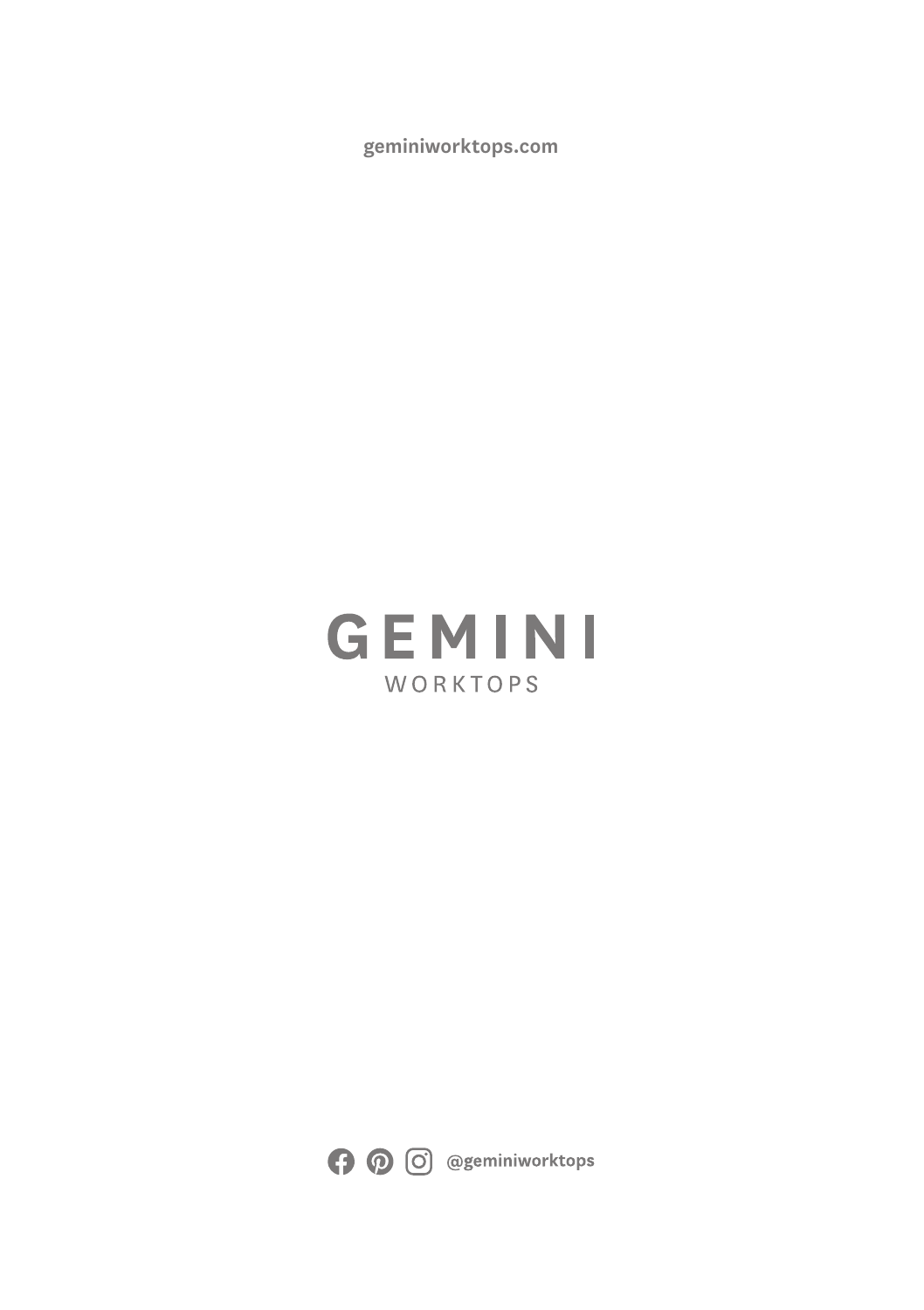geminiworktops.com

GEMINI

WORKTOPS

@geminiworktops